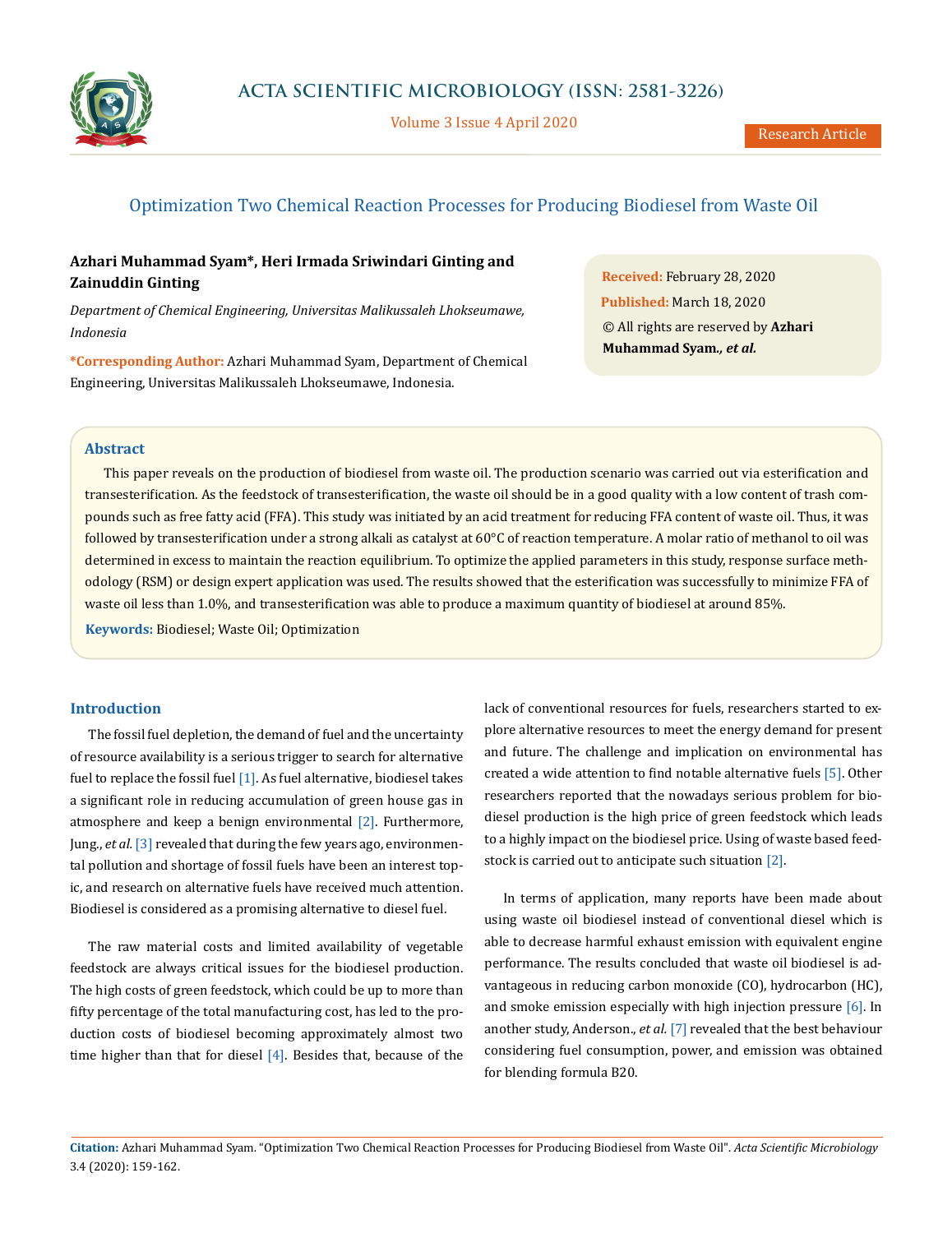# Optimization Two Chemical Reaction Processes for Producing Biodiesel from Waste Oil

**Azhari Muhammad Syam\*, Heri Irmada Sriwindari Ginting and Zainuddin Ginting**

*Department of Chemical Engineering, Universitas Malikussaleh Lhokseumawe, Indonesia*

**\*Corresponding Author:** Azhari Muhammad Syam, Department of Chemical Engineering, Universitas Malikussaleh Lhokseumawe, Indonesia.

**Received:** February 28, 2020
**Published:** March 18, 2020
© All rights are reserved by **Azhari Muhammad Syam., *et al.***

## Abstract

This paper reveals on the production of biodiesel from waste oil. The production scenario was carried out via esterification and transesterification. As the feedstock of transesterification, the waste oil should be in a good quality with a low content of trash compounds such as free fatty acid (FFA). This study was initiated by an acid treatment for reducing FFA content of waste oil. Thus, it was followed by transesterification under a strong alkali as catalyst at 60°C of reaction temperature. A molar ratio of methanol to oil was determined in excess to maintain the reaction equilibrium. To optimize the applied parameters in this study, response surface methodology (RSM) or design expert application was used. The results showed that the esterification was successfully to minimize FFA of waste oil less than 1.0%, and transesterification was able to produce a maximum quantity of biodiesel at around 85%.

**Keywords:** Biodiesel; Waste Oil; Optimization

## Introduction

The fossil fuel depletion, the demand of fuel and the uncertainty of resource availability is a serious trigger to search for alternative fuel to replace the fossil fuel [1]. As fuel alternative, biodiesel takes a significant role in reducing accumulation of green house gas in atmosphere and keep a benign environmental [2]. Furthermore, Jung., *et al.* [3] revealed that during the few years ago, environmental pollution and shortage of fossil fuels have been an interest topic, and research on alternative fuels have received much attention. Biodiesel is considered as a promising alternative to diesel fuel.

The raw material costs and limited availability of vegetable feedstock are always critical issues for the biodiesel production. The high costs of green feedstock, which could be up to more than fifty percentage of the total manufacturing cost, has led to the production costs of biodiesel becoming approximately almost two time higher than that for diesel [4]. Besides that, because of the lack of conventional resources for fuels, researchers started to explore alternative resources to meet the energy demand for present and future. The challenge and implication on environmental has created a wide attention to find notable alternative fuels [5]. Other researchers reported that the nowadays serious problem for biodiesel production is the high price of green feedstock which leads to a highly impact on the biodiesel price. Using of waste based feedstock is carried out to anticipate such situation [2].

In terms of application, many reports have been made about using waste oil biodiesel instead of conventional diesel which is able to decrease harmful exhaust emission with equivalent engine performance. The results concluded that waste oil biodiesel is advantageous in reducing carbon monoxide (CO), hydrocarbon (HC), and smoke emission especially with high injection pressure [6]. In another study, Anderson., *et al.* [7] revealed that the best behaviour considering fuel consumption, power, and emission was obtained for blending formula B20.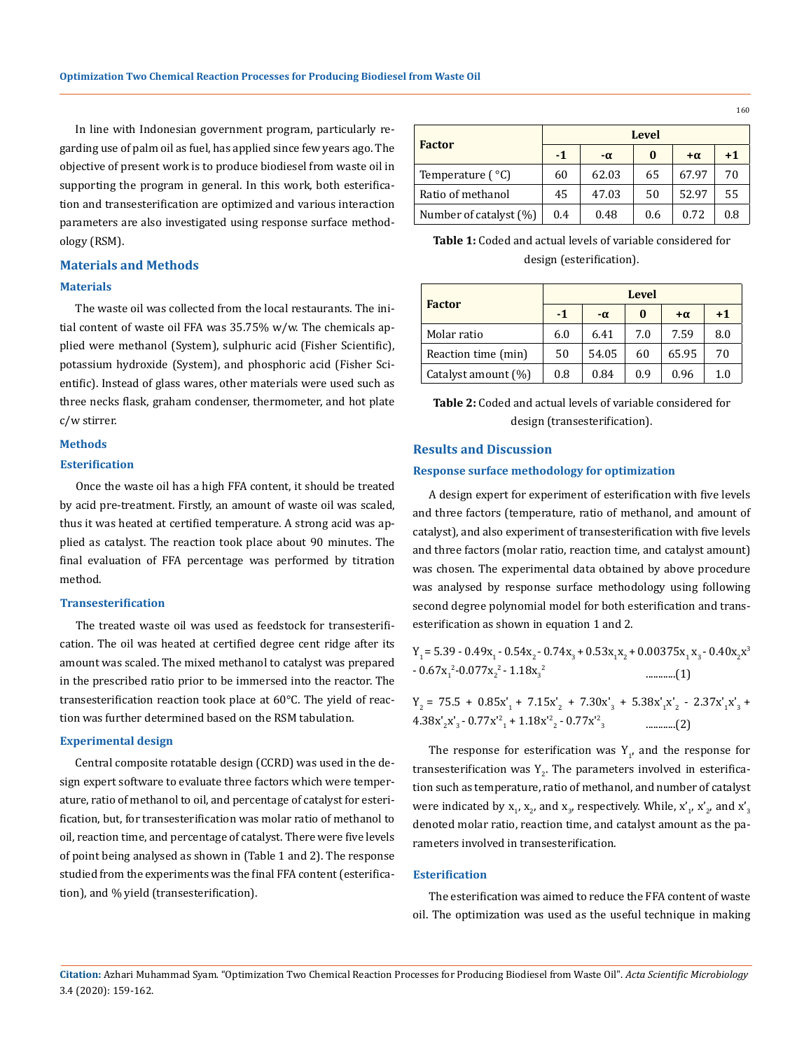In line with Indonesian government program, particularly regarding use of palm oil as fuel, has applied since few years ago. The objective of present work is to produce biodiesel from waste oil in supporting the program in general. In this work, both esterification and transesterification are optimized and various interaction parameters are also investigated using response surface methodology (RSM).

## Materials and Methods

### Materials

The waste oil was collected from the local restaurants. The initial content of waste oil FFA was 35.75% w/w. The chemicals applied were methanol (System), sulphuric acid (Fisher Scientific), potassium hydroxide (System), and phosphoric acid (Fisher Scientific). Instead of glass wares, other materials were used such as three necks flask, graham condenser, thermometer, and hot plate c/w stirrer.

### Methods

### Esterification

Once the waste oil has a high FFA content, it should be treated by acid pre-treatment. Firstly, an amount of waste oil was scaled, thus it was heated at certified temperature. A strong acid was applied as catalyst. The reaction took place about 90 minutes. The final evaluation of FFA percentage was performed by titration method.

### Transesterification

The treated waste oil was used as feedstock for transesterification. The oil was heated at certified degree cent ridge after its amount was scaled. The mixed methanol to catalyst was prepared in the prescribed ratio prior to be immersed into the reactor. The transesterification reaction took place at 60°C. The yield of reaction was further determined based on the RSM tabulation.

### Experimental design

Central composite rotatable design (CCRD) was used in the design expert software to evaluate three factors which were temperature, ratio of methanol to oil, and percentage of catalyst for esterification, but, for transesterification was molar ratio of methanol to oil, reaction time, and percentage of catalyst. There were five levels of point being analysed as shown in (Table 1 and 2). The response studied from the experiments was the final FFA content (esterification), and % yield (transesterification).

| Factor | Level | | | | |
|---|---|---|---|---|---|
| | -1 | -α | 0 | +α | +1 |
| Temperature ( °C) | 60 | 62.03 | 65 | 67.97 | 70 |
| Ratio of methanol | 45 | 47.03 | 50 | 52.97 | 55 |
| Number of catalyst (%) | 0.4 | 0.48 | 0.6 | 0.72 | 0.8 |

**Table 1:** Coded and actual levels of variable considered for design (esterification).

| Factor | Level | | | | |
|---|---|---|---|---|---|
| | -1 | -α | 0 | +α | +1 |
| Molar ratio | 6.0 | 6.41 | 7.0 | 7.59 | 8.0 |
| Reaction time (min) | 50 | 54.05 | 60 | 65.95 | 70 |
| Catalyst amount (%) | 0.8 | 0.84 | 0.9 | 0.96 | 1.0 |

**Table 2:** Coded and actual levels of variable considered for design (transesterification).

## Results and Discussion

### Response surface methodology for optimization

A design expert for experiment of esterification with five levels and three factors (temperature, ratio of methanol, and amount of catalyst), and also experiment of transesterification with five levels and three factors (molar ratio, reaction time, and catalyst amount) was chosen. The experimental data obtained by above procedure was analysed by response surface methodology using following second degree polynomial model for both esterification and transesterification as shown in equation 1 and 2.

$$Y_1 = 5.39 - 0.49x_1 - 0.54x_2 - 0.74x_3 + 0.53x_1x_2 + 0.00375x_1x_3 - 0.40x_2x^3 - 0.67x_1^2 - 0.077x_2^2 - 1.18x_3^2 \quad \text{............(1)}$$

$$Y_2 = 75.5 + 0.85x'_1 + 7.15x'_2 + 7.30x'_3 + 5.38x'_1x'_2 - 2.37x'_1x'_3 + 4.38x'_2x'_3 - 0.77x'^2_1 + 1.18x'^2_2 - 0.77x'^2_3 \quad \text{............(2)}$$

The response for esterification was $Y_1$, and the response for transesterification was $Y_2$. The parameters involved in esterification such as temperature, ratio of methanol, and number of catalyst were indicated by $x_1$, $x_2$, and $x_3$, respectively. While, $x'_1$, $x'_2$, and $x'_3$ denoted molar ratio, reaction time, and catalyst amount as the parameters involved in transesterification.

### Esterification

The esterification was aimed to reduce the FFA content of waste oil. The optimization was used as the useful technique in making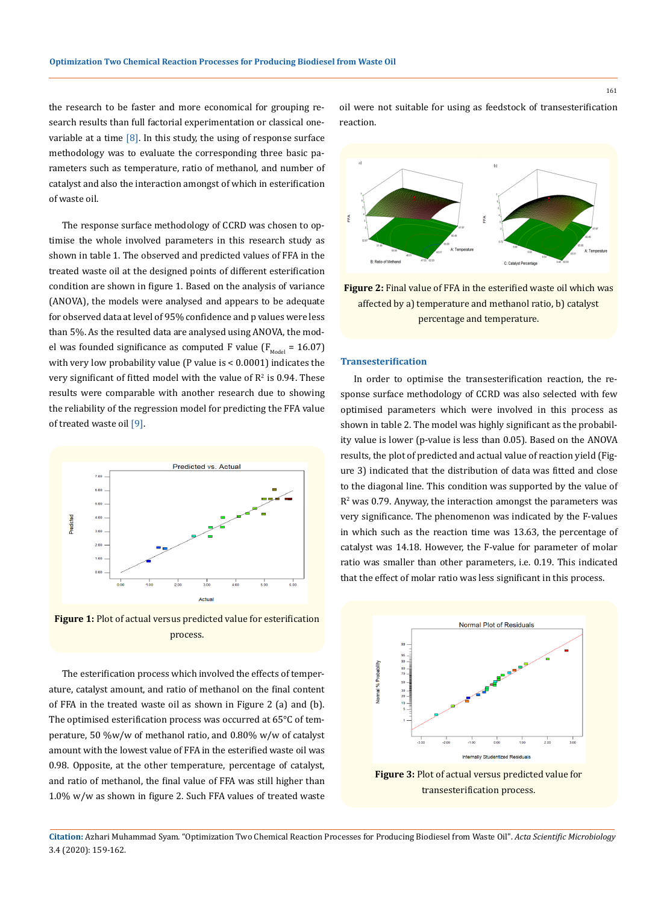the research to be faster and more economical for grouping research results than full factorial experimentation or classical one-variable at a time [8]. In this study, the using of response surface methodology was to evaluate the corresponding three basic parameters such as temperature, ratio of methanol, and number of catalyst and also the interaction amongst of which in esterification of waste oil.

The response surface methodology of CCRD was chosen to optimise the whole involved parameters in this research study as shown in table 1. The observed and predicted values of FFA in the treated waste oil at the designed points of different esterification condition are shown in figure 1. Based on the analysis of variance (ANOVA), the models were analysed and appears to be adequate for observed data at level of 95% confidence and p values were less than 5%. As the resulted data are analysed using ANOVA, the model was founded significance as computed F value ($F_{Model}$ = 16.07) with very low probability value (P value is < 0.0001) indicates the very significant of fitted model with the value of $R^2$ is 0.94. These results were comparable with another research due to showing the reliability of the regression model for predicting the FFA value of treated waste oil [9].

**Figure 1:** Plot of actual versus predicted value for esterification process.

The esterification process which involved the effects of temperature, catalyst amount, and ratio of methanol on the final content of FFA in the treated waste oil as shown in Figure 2 (a) and (b). The optimised esterification process was occurred at 65°C of temperature, 50 %w/w of methanol ratio, and 0.80% w/w of catalyst amount with the lowest value of FFA in the esterified waste oil was 0.98. Opposite, at the other temperature, percentage of catalyst, and ratio of methanol, the final value of FFA was still higher than 1.0% w/w as shown in figure 2. Such FFA values of treated waste oil were not suitable for using as feedstock of transesterification reaction.

**Figure 2:** Final value of FFA in the esterified waste oil which was affected by a) temperature and methanol ratio, b) catalyst percentage and temperature.

### Transesterification

In order to optimise the transesterification reaction, the response surface methodology of CCRD was also selected with few optimised parameters which were involved in this process as shown in table 2. The model was highly significant as the probability value is lower (p-value is less than 0.05). Based on the ANOVA results, the plot of predicted and actual value of reaction yield (Figure 3) indicated that the distribution of data was fitted and close to the diagonal line. This condition was supported by the value of $R^2$ was 0.79. Anyway, the interaction amongst the parameters was very significance. The phenomenon was indicated by the F-values in which such as the reaction time was 13.63, the percentage of catalyst was 14.18. However, the F-value for parameter of molar ratio was smaller than other parameters, i.e. 0.19. This indicated that the effect of molar ratio was less significant in this process.

**Figure 3:** Plot of actual versus predicted value for transesterification process.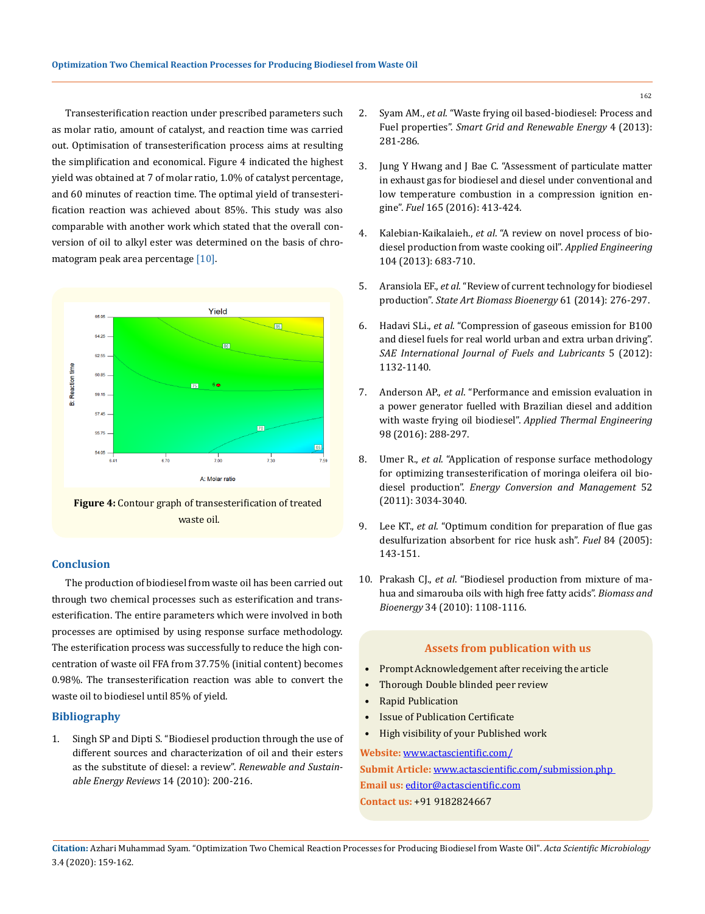Transesterification reaction under prescribed parameters such as molar ratio, amount of catalyst, and reaction time was carried out. Optimisation of transesterification process aims at resulting the simplification and economical. Figure 4 indicated the highest yield was obtained at 7 of molar ratio, 1.0% of catalyst percentage, and 60 minutes of reaction time. The optimal yield of transesterification reaction was achieved about 85%. This study was also comparable with another work which stated that the overall conversion of oil to alkyl ester was determined on the basis of chromatogram peak area percentage [10].

Yield

B: Reaction time

65.95
64.25
62.55
60.85
59.15
57.45
55.75
54.05

A: Molar ratio

6.41
6.70
7.00
7.30
7.59

85
80
75
70
65
6

**Figure 4:** Contour graph of transesterification of treated waste oil.

## Conclusion

The production of biodiesel from waste oil has been carried out through two chemical processes such as esterification and transesterification. The entire parameters which were involved in both processes are optimised by using response surface methodology. The esterification process was successfully to reduce the high concentration of waste oil FFA from 37.75% (initial content) becomes 0.98%. The transesterification reaction was able to convert the waste oil to biodiesel until 85% of yield.

## Bibliography

1. Singh SP and Dipti S. "Biodiesel production through the use of different sources and characterization of oil and their esters as the substitute of diesel: a review". *Renewable and Sustainable Energy Reviews* 14 (2010): 200-216.
2. Syam AM., *et al*. "Waste frying oil based-biodiesel: Process and Fuel properties". *Smart Grid and Renewable Energy* 4 (2013): 281-286.
3. Jung Y Hwang and J Bae C. "Assessment of particulate matter in exhaust gas for biodiesel and diesel under conventional and low temperature combustion in a compression ignition engine". *Fuel* 165 (2016): 413-424.
4. Kalebian-Kaikalaieh., *et al*. "A review on novel process of biodiesel production from waste cooking oil". *Applied Engineering* 104 (2013): 683-710.
5. Aransiola EF., *et al*. "Review of current technology for biodiesel production". *State Art Biomass Bioenergy* 61 (2014): 276-297.
6. Hadavi SLi., *et al*. "Compression of gaseous emission for B100 and diesel fuels for real world urban and extra urban driving". *SAE International Journal of Fuels and Lubricants* 5 (2012): 1132-1140.
7. Anderson AP., *et al*. "Performance and emission evaluation in a power generator fuelled with Brazilian diesel and addition with waste frying oil biodiesel". *Applied Thermal Engineering* 98 (2016): 288-297.
8. Umer R., *et al*. "Application of response surface methodology for optimizing transesterification of moringa oleifera oil biodiesel production". *Energy Conversion and Management* 52 (2011): 3034-3040.
9. Lee KT., *et al*. "Optimum condition for preparation of flue gas desulfurization absorbent for rice husk ash". *Fuel* 84 (2005): 143-151.
10. Prakash CJ., *et al*. "Biodiesel production from mixture of mahua and simarouba oils with high free fatty acids". *Biomass and Bioenergy* 34 (2010): 1108-1116.

### Assets from publication with us

- Prompt Acknowledgement after receiving the article
- Thorough Double blinded peer review
- Rapid Publication
- Issue of Publication Certificate
- High visibility of your Published work

**Website:** www.actascientific.com/
**Submit Article:** www.actascientific.com/submission.php
**Email us:** editor@actascientific.com
**Contact us:** +91 9182824667